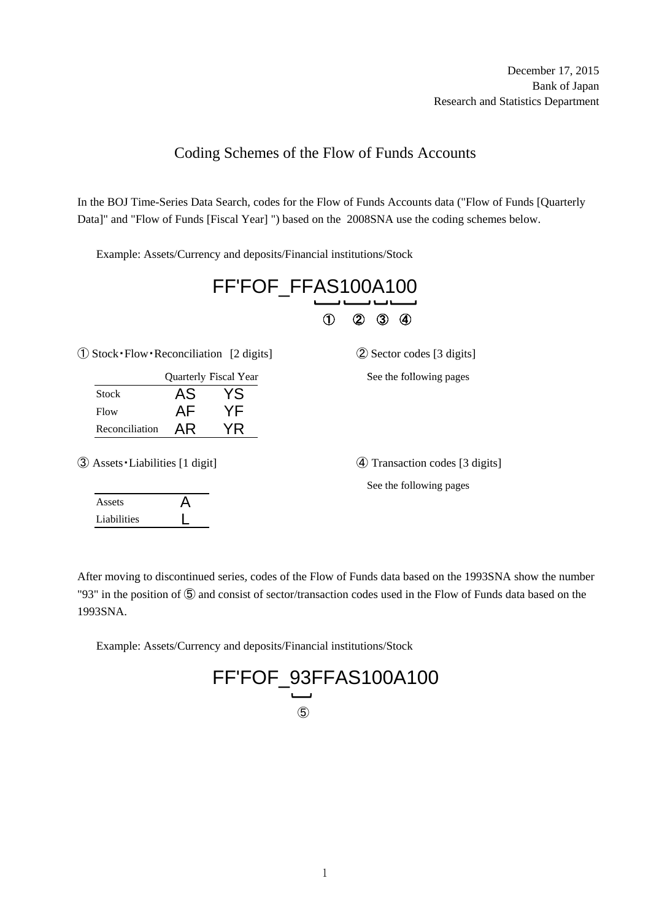December 17, 2015
Bank of Japan
Research and Statistics Department

# Coding Schemes of the Flow of Funds Accounts

In the BOJ Time-Series Data Search, codes for the Flow of Funds Accounts data ("Flow of Funds [Quarterly Data]" and "Flow of Funds [Fiscal Year] ") based on the 2008SNA use the coding schemes below.

Example: Assets/Currency and deposits/Financial institutions/Stock

**FF'FOF_FFAS100A100**

① AS ② 100 ③ A ④ 100

① Stock・Flow・Reconciliation [2 digits]

| | Quarterly | Fiscal Year |
|---|---|---|
| Stock | AS | YS |
| Flow | AF | YF |
| Reconciliation | AR | YR |

② Sector codes [3 digits]

See the following pages

③ Assets・Liabilities [1 digit]

| | |
|---|---|
| Assets | A |
| Liabilities | L |

④ Transaction codes [3 digits]

See the following pages

After moving to discontinued series, codes of the Flow of Funds data based on the 1993SNA show the number "93" in the position of ⑤ and consist of sector/transaction codes used in the Flow of Funds data based on the 1993SNA.

Example: Assets/Currency and deposits/Financial institutions/Stock

**FF'FOF_93FFAS100A100**

⑤ 93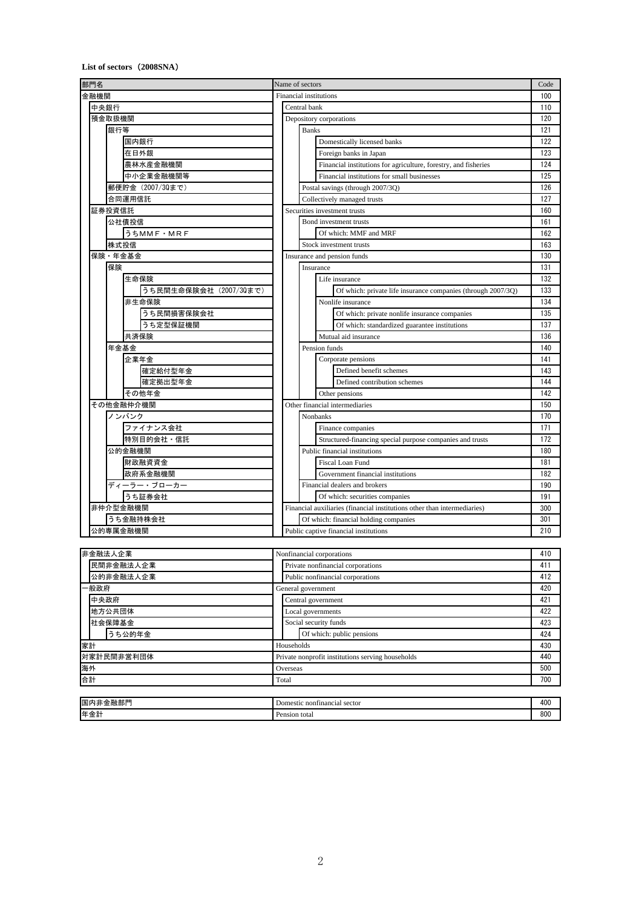**List of sectors（2008SNA）**

| 部門名 | Name of sectors | Code |
|---|---|---|
| 金融機関 | Financial institutions | 100 |
| 中央銀行 | Central bank | 110 |
| 預金取扱機関 | Depository corporations | 120 |
| 銀行等 | Banks | 121 |
| 国内銀行 | Domestically licensed banks | 122 |
| 在日外銀 | Foreign banks in Japan | 123 |
| 農林水産金融機関 | Financial institutions for agriculture, forestry, and fisheries | 124 |
| 中小企業金融機関等 | Financial institutions for small businesses | 125 |
| 郵便貯金（2007/3Qまで） | Postal savings (through 2007/3Q) | 126 |
| 合同運用信託 | Collectively managed trusts | 127 |
| 証券投資信託 | Securities investment trusts | 160 |
| 公社債投信 | Bond investment trusts | 161 |
| うちＭＭＦ・ＭＲＦ | Of which: MMF and MRF | 162 |
| 株式投信 | Stock investment trusts | 163 |
| 保険・年金基金 | Insurance and pension funds | 130 |
| 保険 | Insurance | 131 |
| 生命保険 | Life insurance | 132 |
| うち民間生命保険会社（2007/3Qまで） | Of which: private life insurance companies (through 2007/3Q) | 133 |
| 非生命保険 | Nonlife insurance | 134 |
| うち民間損害保険会社 | Of which: private nonlife insurance companies | 135 |
| うち定型保証機関 | Of which: standardized guarantee institutions | 137 |
| 共済保険 | Mutual aid insurance | 136 |
| 年金基金 | Pension funds | 140 |
| 企業年金 | Corporate pensions | 141 |
| 確定給付型年金 | Defined benefit schemes | 143 |
| 確定拠出型年金 | Defined contribution schemes | 144 |
| その他年金 | Other pensions | 142 |
| その他金融仲介機関 | Other financial intermediaries | 150 |
| ノンバンク | Nonbanks | 170 |
| ファイナンス会社 | Finance companies | 171 |
| 特別目的会社・信託 | Structured-financing special purpose companies and trusts | 172 |
| 公的金融機関 | Public financial institutions | 180 |
| 財政融資資金 | Fiscal Loan Fund | 181 |
| 政府系金融機関 | Government financial institutions | 182 |
| ディーラー・ブローカー | Financial dealers and brokers | 190 |
| うち証券会社 | Of which: securities companies | 191 |
| 非仲介型金融機関 | Financial auxiliaries (financial institutions other than intermediaries) | 300 |
| うち金融持株会社 | Of which: financial holding companies | 301 |
| 公的専属金融機関 | Public captive financial institutions | 210 |

| 部門名 | Name of sectors | Code |
|---|---|---|
| 非金融法人企業 | Nonfinancial corporations | 410 |
| 民間非金融法人企業 | Private nonfinancial corporations | 411 |
| 公的非金融法人企業 | Public nonfinancial corporations | 412 |
| 一般政府 | General government | 420 |
| 中央政府 | Central government | 421 |
| 地方公共団体 | Local governments | 422 |
| 社会保障基金 | Social security funds | 423 |
| うち公的年金 | Of which: public pensions | 424 |
| 家計 | Households | 430 |
| 対家計民間非営利団体 | Private nonprofit institutions serving households | 440 |
| 海外 | Overseas | 500 |
| 合計 | Total | 700 |

| 部門名 | Name of sectors | Code |
|---|---|---|
| 国内非金融部門 | Domestic nonfinancial sector | 400 |
| 年金計 | Pension total | 800 |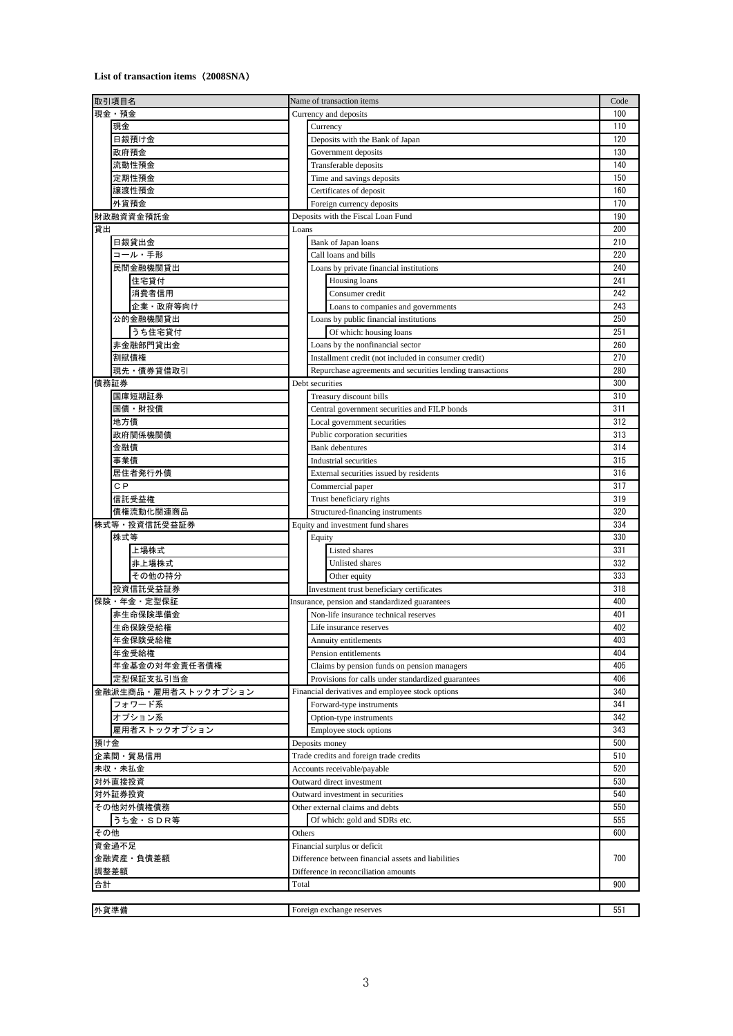**List of transaction items（2008SNA）**

| 取引項目名 | Name of transaction items | Code |
|---|---|---|
| 現金・預金 | Currency and deposits | 100 |
| 現金 | Currency | 110 |
| 日銀預け金 | Deposits with the Bank of Japan | 120 |
| 政府預金 | Government deposits | 130 |
| 流動性預金 | Transferable deposits | 140 |
| 定期性預金 | Time and savings deposits | 150 |
| 譲渡性預金 | Certificates of deposit | 160 |
| 外貨預金 | Foreign currency deposits | 170 |
| 財政融資資金預託金 | Deposits with the Fiscal Loan Fund | 190 |
| 貸出 | Loans | 200 |
| 日銀貸出金 | Bank of Japan loans | 210 |
| コール・手形 | Call loans and bills | 220 |
| 民間金融機関貸出 | Loans by private financial institutions | 240 |
| 住宅貸付 | Housing loans | 241 |
| 消費者信用 | Consumer credit | 242 |
| 企業・政府等向け | Loans to companies and governments | 243 |
| 公的金融機関貸出 | Loans by public financial institutions | 250 |
| うち住宅貸付 | Of which: housing loans | 251 |
| 非金融部門貸出金 | Loans by the nonfinancial sector | 260 |
| 割賦債権 | Installment credit (not included in consumer credit) | 270 |
| 現先・債券貸借取引 | Repurchase agreements and securities lending transactions | 280 |
| 債務証券 | Debt securities | 300 |
| 国庫短期証券 | Treasury discount bills | 310 |
| 国債・財投債 | Central government securities and FILP bonds | 311 |
| 地方債 | Local government securities | 312 |
| 政府関係機関債 | Public corporation securities | 313 |
| 金融債 | Bank debentures | 314 |
| 事業債 | Industrial securities | 315 |
| 居住者発行外債 | External securities issued by residents | 316 |
| ＣＰ | Commercial paper | 317 |
| 信託受益権 | Trust beneficiary rights | 319 |
| 債権流動化関連商品 | Structured-financing instruments | 320 |
| 株式等・投資信託受益証券 | Equity and investment fund shares | 334 |
| 株式等 | Equity | 330 |
| 上場株式 | Listed shares | 331 |
| 非上場株式 | Unlisted shares | 332 |
| その他の持分 | Other equity | 333 |
| 投資信託受益証券 | Investment trust beneficiary certificates | 318 |
| 保険・年金・定型保証 | Insurance, pension and standardized guarantees | 400 |
| 非生命保険準備金 | Non-life insurance technical reserves | 401 |
| 生命保険受給権 | Life insurance reserves | 402 |
| 年金保険受給権 | Annuity entitlements | 403 |
| 年金受給権 | Pension entitlements | 404 |
| 年金基金の対年金責任者債権 | Claims by pension funds on pension managers | 405 |
| 定型保証支払引当金 | Provisions for calls under standardized guarantees | 406 |
| 金融派生商品・雇用者ストックオプション | Financial derivatives and employee stock options | 340 |
| フォワード系 | Forward-type instruments | 341 |
| オプション系 | Option-type instruments | 342 |
| 雇用者ストックオプション | Employee stock options | 343 |
| 預け金 | Deposits money | 500 |
| 企業間・貿易信用 | Trade credits and foreign trade credits | 510 |
| 未収・未払金 | Accounts receivable/payable | 520 |
| 対外直接投資 | Outward direct investment | 530 |
| 対外証券投資 | Outward investment in securities | 540 |
| その他対外債権債務 | Other external claims and debts | 550 |
| うち金・ＳＤＲ等 | Of which: gold and SDRs etc. | 555 |
| その他 | Others | 600 |
| 資金過不足<br>金融資産・負債差額<br>調整差額 | Financial surplus or deficit<br>Difference between financial assets and liabilities<br>Difference in reconciliation amounts | 700 |
| 合計 | Total | 900 |

| | | |
|---|---|---|
| 外貨準備 | Foreign exchange reserves | 551 |